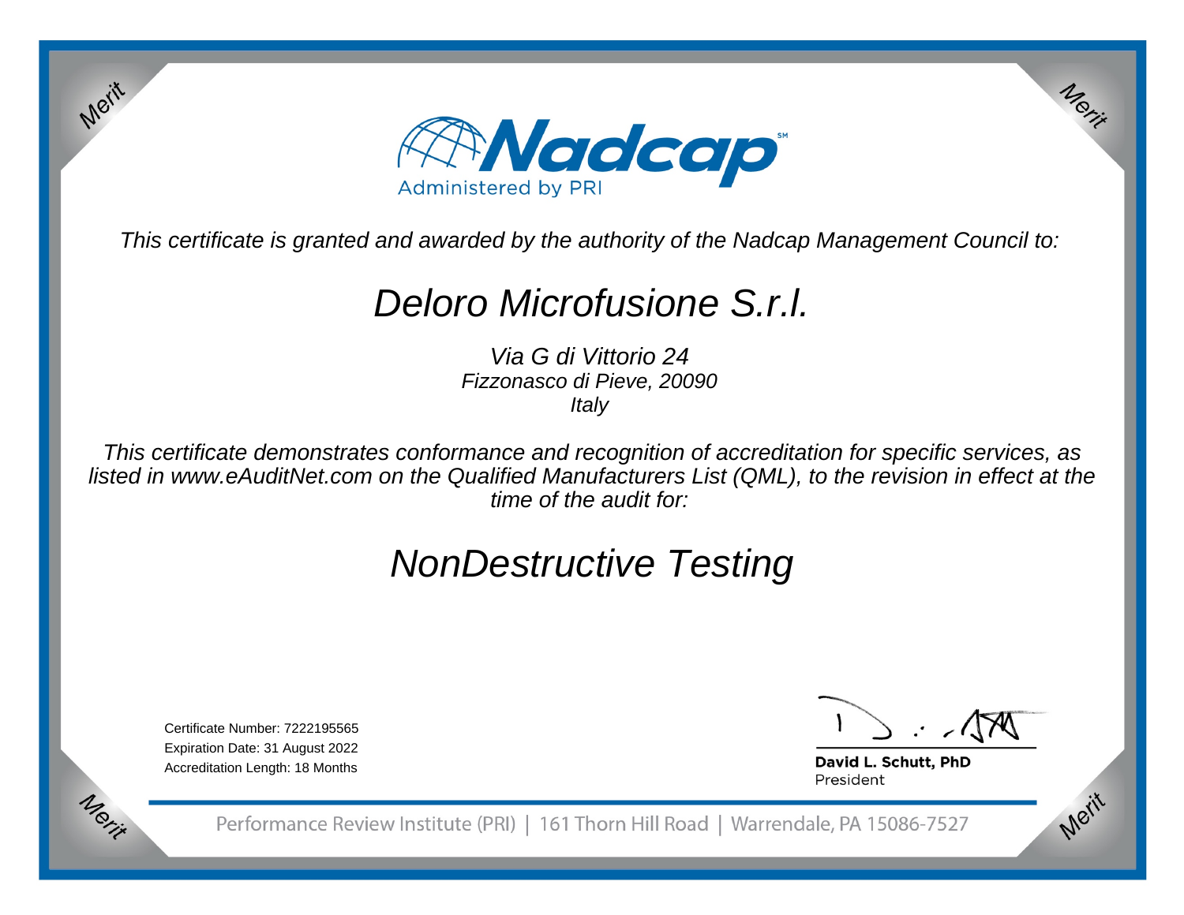# Nadcap

Administered by PRI

*This certificate is granted and awarded by the authority of the Nadcap Management Council to:*

## *Deloro Microfusione S.r.l.*

*Via G di Vittorio 24*
*Fizzonasco di Pieve, 20090*
*Italy*

*This certificate demonstrates conformance and recognition of accreditation for specific services, as listed in www.eAuditNet.com on the Qualified Manufacturers List (QML), to the revision in effect at the time of the audit for:*

## *NonDestructive Testing*

Certificate Number: 7222195565
Expiration Date: 31 August 2022
Accreditation Length: 18 Months

**David L. Schutt, PhD**
President

Performance Review Institute (PRI) | 161 Thorn Hill Road | Warrendale, PA 15086-7527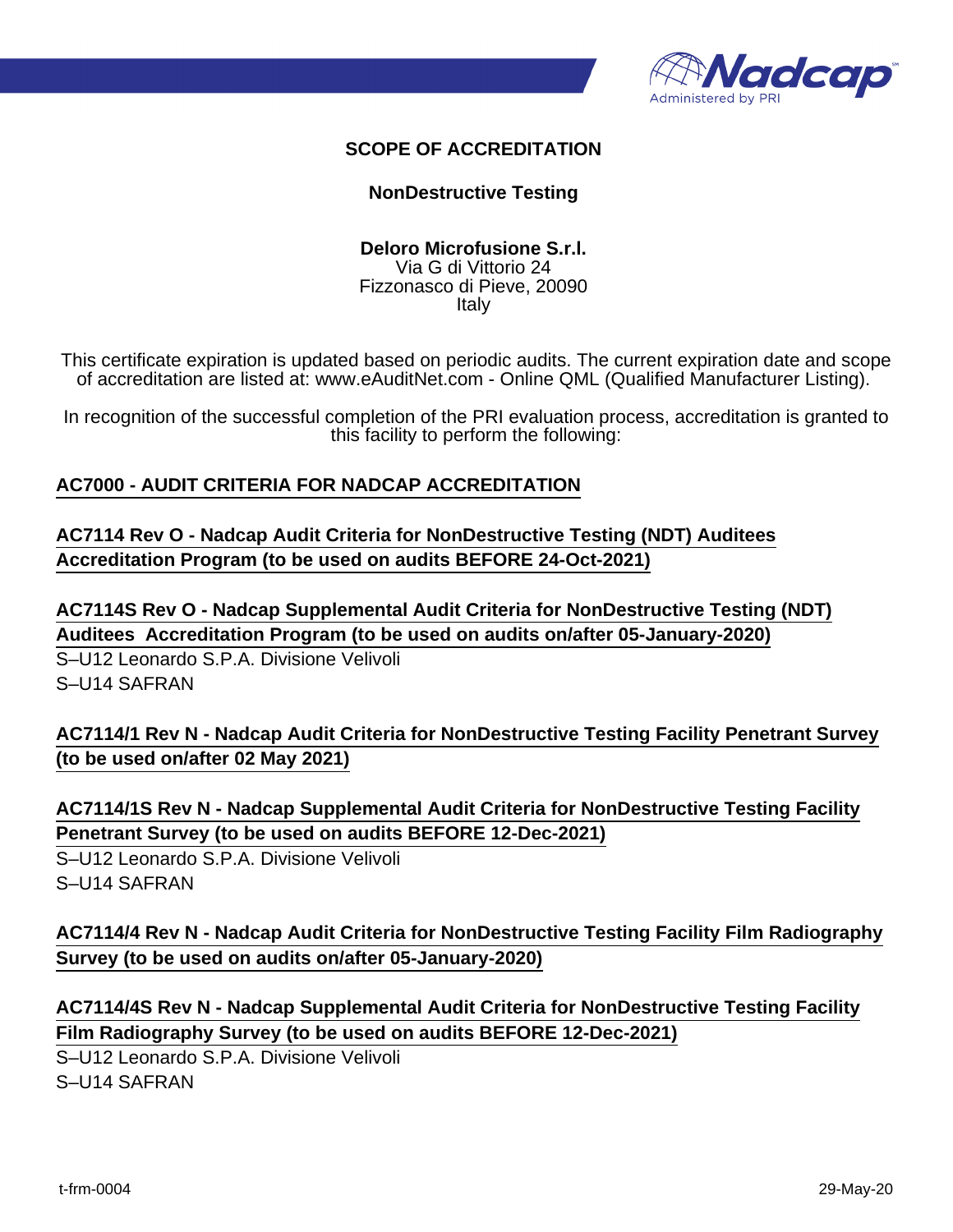# SCOPE OF ACCREDITATION

## NonDestructive Testing

**Deloro Microfusione S.r.l.**
Via G di Vittorio 24
Fizzonasco di Pieve, 20090
Italy

This certificate expiration is updated based on periodic audits. The current expiration date and scope of accreditation are listed at: www.eAuditNet.com - Online QML (Qualified Manufacturer Listing).

In recognition of the successful completion of the PRI evaluation process, accreditation is granted to this facility to perform the following:

**AC7000 - AUDIT CRITERIA FOR NADCAP ACCREDITATION**

**AC7114 Rev O - Nadcap Audit Criteria for NonDestructive Testing (NDT) Auditees Accreditation Program (to be used on audits BEFORE 24-Oct-2021)**

**AC7114S Rev O - Nadcap Supplemental Audit Criteria for NonDestructive Testing (NDT) Auditees Accreditation Program (to be used on audits on/after 05-January-2020)**

S–U12 Leonardo S.P.A. Divisione Velivoli
S–U14 SAFRAN

**AC7114/1 Rev N - Nadcap Audit Criteria for NonDestructive Testing Facility Penetrant Survey (to be used on/after 02 May 2021)**

**AC7114/1S Rev N - Nadcap Supplemental Audit Criteria for NonDestructive Testing Facility Penetrant Survey (to be used on audits BEFORE 12-Dec-2021)**

S–U12 Leonardo S.P.A. Divisione Velivoli
S–U14 SAFRAN

**AC7114/4 Rev N - Nadcap Audit Criteria for NonDestructive Testing Facility Film Radiography Survey (to be used on audits on/after 05-January-2020)**

**AC7114/4S Rev N - Nadcap Supplemental Audit Criteria for NonDestructive Testing Facility Film Radiography Survey (to be used on audits BEFORE 12-Dec-2021)**

S–U12 Leonardo S.P.A. Divisione Velivoli
S–U14 SAFRAN